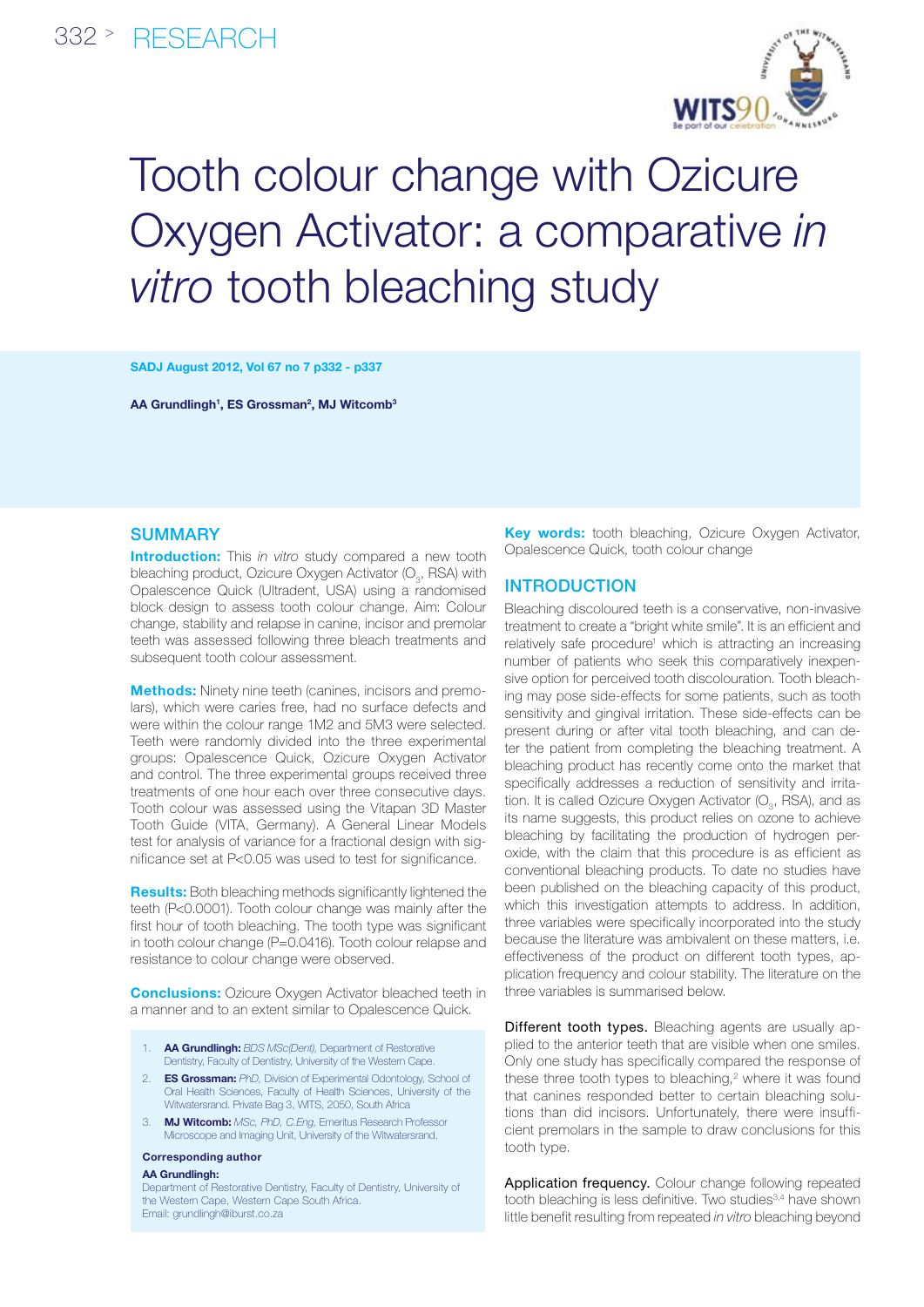# Tooth colour change with Ozicure Oxygen Activator: a comparative *in vitro* tooth bleaching study

**SADJ August 2012, Vol 67 no 7 p332 - p337**

**AA Grundlingh[1], ES Grossman[2], MJ Witcomb[3]**

## SUMMARY

**Introduction:** This *in vitro* study compared a new tooth bleaching product, Ozicure Oxygen Activator ($O_3$, RSA) with Opalescence Quick (Ultradent, USA) using a randomised block design to assess tooth colour change. Aim: Colour change, stability and relapse in canine, incisor and premolar teeth was assessed following three bleach treatments and subsequent tooth colour assessment.

**Methods:** Ninety nine teeth (canines, incisors and premolars), which were caries free, had no surface defects and were within the colour range 1M2 and 5M3 were selected. Teeth were randomly divided into the three experimental groups: Opalescence Quick, Ozicure Oxygen Activator and control. The three experimental groups received three treatments of one hour each over three consecutive days. Tooth colour was assessed using the Vitapan 3D Master Tooth Guide (VITA, Germany). A General Linear Models test for analysis of variance for a fractional design with significance set at $P<0.05$ was used to test for significance.

**Results:** Both bleaching methods significantly lightened the teeth ($P<0.0001$). Tooth colour change was mainly after the first hour of tooth bleaching. The tooth type was significant in tooth colour change ($P=0.0416$). Tooth colour relapse and resistance to colour change were observed.

**Conclusions:** Ozicure Oxygen Activator bleached teeth in a manner and to an extent similar to Opalescence Quick.

1. **AA Grundlingh:** *BDS MSc(Dent),* Department of Restorative Dentistry, Faculty of Dentistry, University of the Western Cape.
2. **ES Grossman:** *PhD,* Division of Experimental Odontology, School of Oral Health Sciences, Faculty of Health Sciences, University of the Witwatersrand. Private Bag 3, WITS, 2050, South Africa
3. **MJ Witcomb:** *MSc, PhD, C.Eng,* Emeritus Research Professor Microscope and Imaging Unit, University of the Witwatersrand.

**Corresponding author**

**AA Grundlingh:**
Department of Restorative Dentistry, Faculty of Dentistry, University of the Western Cape, Western Cape South Africa.
Email: grundlingh@iburst.co.za

**Key words:** tooth bleaching, Ozicure Oxygen Activator, Opalescence Quick, tooth colour change

## INTRODUCTION

Bleaching discoloured teeth is a conservative, non-invasive treatment to create a "bright white smile". It is an efficient and relatively safe procedure[1] which is attracting an increasing number of patients who seek this comparatively inexpensive option for perceived tooth discolouration. Tooth bleaching may pose side-effects for some patients, such as tooth sensitivity and gingival irritation. These side-effects can be present during or after vital tooth bleaching, and can deter the patient from completing the bleaching treatment. A bleaching product has recently come onto the market that specifically addresses a reduction of sensitivity and irritation. It is called Ozicure Oxygen Activator ($O_3$, RSA), and as its name suggests, this product relies on ozone to achieve bleaching by facilitating the production of hydrogen peroxide, with the claim that this procedure is as efficient as conventional bleaching products. To date no studies have been published on the bleaching capacity of this product, which this investigation attempts to address. In addition, three variables were specifically incorporated into the study because the literature was ambivalent on these matters, i.e. effectiveness of the product on different tooth types, application frequency and colour stability. The literature on the three variables is summarised below.

Different tooth types. Bleaching agents are usually applied to the anterior teeth that are visible when one smiles. Only one study has specifically compared the response of these three tooth types to bleaching,[2] where it was found that canines responded better to certain bleaching solutions than did incisors. Unfortunately, there were insufficient premolars in the sample to draw conclusions for this tooth type.

Application frequency. Colour change following repeated tooth bleaching is less definitive. Two studies[3,4] have shown little benefit resulting from repeated *in vitro* bleaching beyond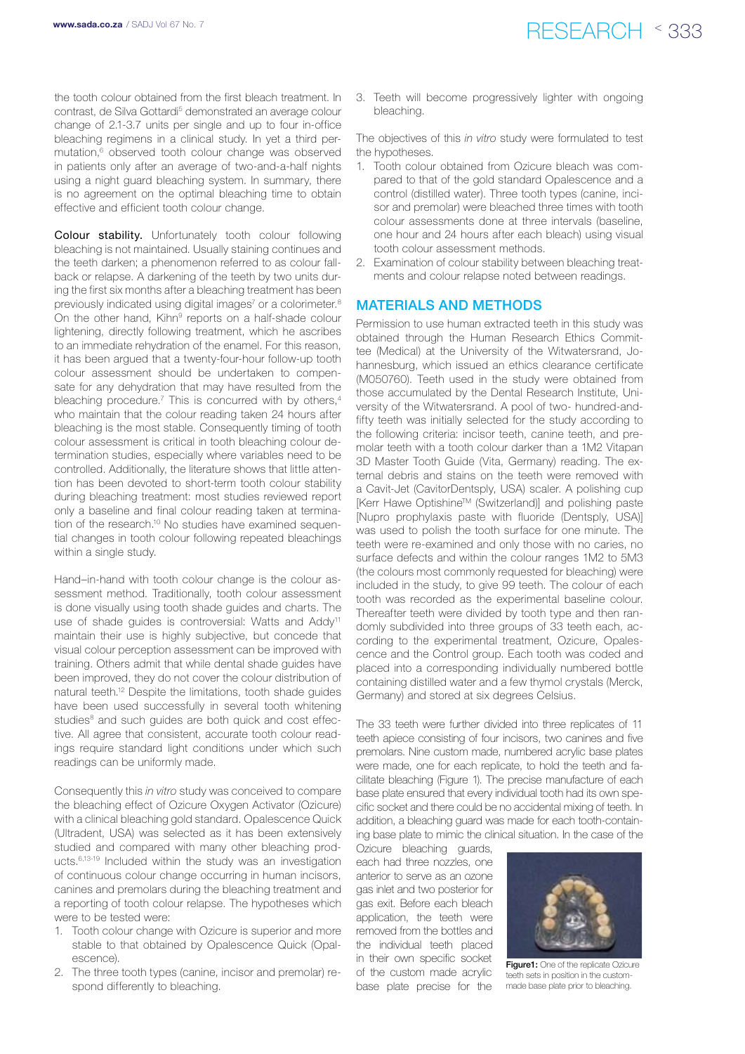the tooth colour obtained from the first bleach treatment. In contrast, de Silva Gottardi[5] demonstrated an average colour change of 2.1-3.7 units per single and up to four in-office bleaching regimens in a clinical study. In yet a third permutation,[6] observed tooth colour change was observed in patients only after an average of two-and-a-half nights using a night guard bleaching system. In summary, there is no agreement on the optimal bleaching time to obtain effective and efficient tooth colour change.

**Colour stability.** Unfortunately tooth colour following bleaching is not maintained. Usually staining continues and the teeth darken; a phenomenon referred to as colour fall-back or relapse. A darkening of the teeth by two units during the first six months after a bleaching treatment has been previously indicated using digital images[7] or a colorimeter.[8] On the other hand, Kihn[9] reports on a half-shade colour lightening, directly following treatment, which he ascribes to an immediate rehydration of the enamel. For this reason, it has been argued that a twenty-four-hour follow-up tooth colour assessment should be undertaken to compensate for any dehydration that may have resulted from the bleaching procedure.[7] This is concurred with by others,[4] who maintain that the colour reading taken 24 hours after bleaching is the most stable. Consequently timing of tooth colour assessment is critical in tooth bleaching colour determination studies, especially where variables need to be controlled. Additionally, the literature shows that little attention has been devoted to short-term tooth colour stability during bleaching treatment: most studies reviewed report only a baseline and final colour reading taken at termination of the research.[10] No studies have examined sequential changes in tooth colour following repeated bleachings within a single study.

Hand–in-hand with tooth colour change is the colour assessment method. Traditionally, tooth colour assessment is done visually using tooth shade guides and charts. The use of shade guides is controversial: Watts and Addy[11] maintain their use is highly subjective, but concede that visual colour perception assessment can be improved with training. Others admit that while dental shade guides have been improved, they do not cover the colour distribution of natural teeth.[12] Despite the limitations, tooth shade guides have been used successfully in several tooth whitening studies[8] and such guides are both quick and cost effective. All agree that consistent, accurate tooth colour readings require standard light conditions under which such readings can be uniformly made.

Consequently this *in vitro* study was conceived to compare the bleaching effect of Ozicure Oxygen Activator (Ozicure) with a clinical bleaching gold standard. Opalescence Quick (Ultradent, USA) was selected as it has been extensively studied and compared with many other bleaching products.[6,13-19] Included within the study was an investigation of continuous colour change occurring in human incisors, canines and premolars during the bleaching treatment and a reporting of tooth colour relapse. The hypotheses which were to be tested were:

1. Tooth colour change with Ozicure is superior and more stable to that obtained by Opalescence Quick (Opalescence).
2. The three tooth types (canine, incisor and premolar) respond differently to bleaching.
3. Teeth will become progressively lighter with ongoing bleaching.

The objectives of this *in vitro* study were formulated to test the hypotheses.

1. Tooth colour obtained from Ozicure bleach was compared to that of the gold standard Opalescence and a control (distilled water). Three tooth types (canine, incisor and premolar) were bleached three times with tooth colour assessments done at three intervals (baseline, one hour and 24 hours after each bleach) using visual tooth colour assessment methods.
2. Examination of colour stability between bleaching treatments and colour relapse noted between readings.

## MATERIALS AND METHODS

Permission to use human extracted teeth in this study was obtained through the Human Research Ethics Committee (Medical) at the University of the Witwatersrand, Johannesburg, which issued an ethics clearance certificate (M050760). Teeth used in the study were obtained from those accumulated by the Dental Research Institute, University of the Witwatersrand. A pool of two- hundred-and-fifty teeth was initially selected for the study according to the following criteria: incisor teeth, canine teeth, and premolar teeth with a tooth colour darker than a 1M2 Vitapan 3D Master Tooth Guide (Vita, Germany) reading. The external debris and stains on the teeth were removed with a Cavit-Jet (CavitorDentsply, USA) scaler. A polishing cup [Kerr Hawe Optishine™ (Switzerland)] and polishing paste [Nupro prophylaxis paste with fluoride (Dentsply, USA)] was used to polish the tooth surface for one minute. The teeth were re-examined and only those with no caries, no surface defects and within the colour ranges 1M2 to 5M3 (the colours most commonly requested for bleaching) were included in the study, to give 99 teeth. The colour of each tooth was recorded as the experimental baseline colour. Thereafter teeth were divided by tooth type and then randomly subdivided into three groups of 33 teeth each, according to the experimental treatment, Ozicure, Opalescence and the Control group. Each tooth was coded and placed into a corresponding individually numbered bottle containing distilled water and a few thymol crystals (Merck, Germany) and stored at six degrees Celsius.

The 33 teeth were further divided into three replicates of 11 teeth apiece consisting of four incisors, two canines and five premolars. Nine custom made, numbered acrylic base plates were made, one for each replicate, to hold the teeth and facilitate bleaching (Figure 1). The precise manufacture of each base plate ensured that every individual tooth had its own specific socket and there could be no accidental mixing of teeth. In addition, a bleaching guard was made for each tooth-containing base plate to mimic the clinical situation. In the case of the Ozicure bleaching guards, each had three nozzles, one anterior to serve as an ozone gas inlet and two posterior for gas exit. Before each bleach application, the teeth were removed from the bottles and the individual teeth placed in their own specific socket of the custom made acrylic base plate precise for the

**Figure1:** One of the replicate Ozicure teeth sets in position in the custom-made base plate prior to bleaching.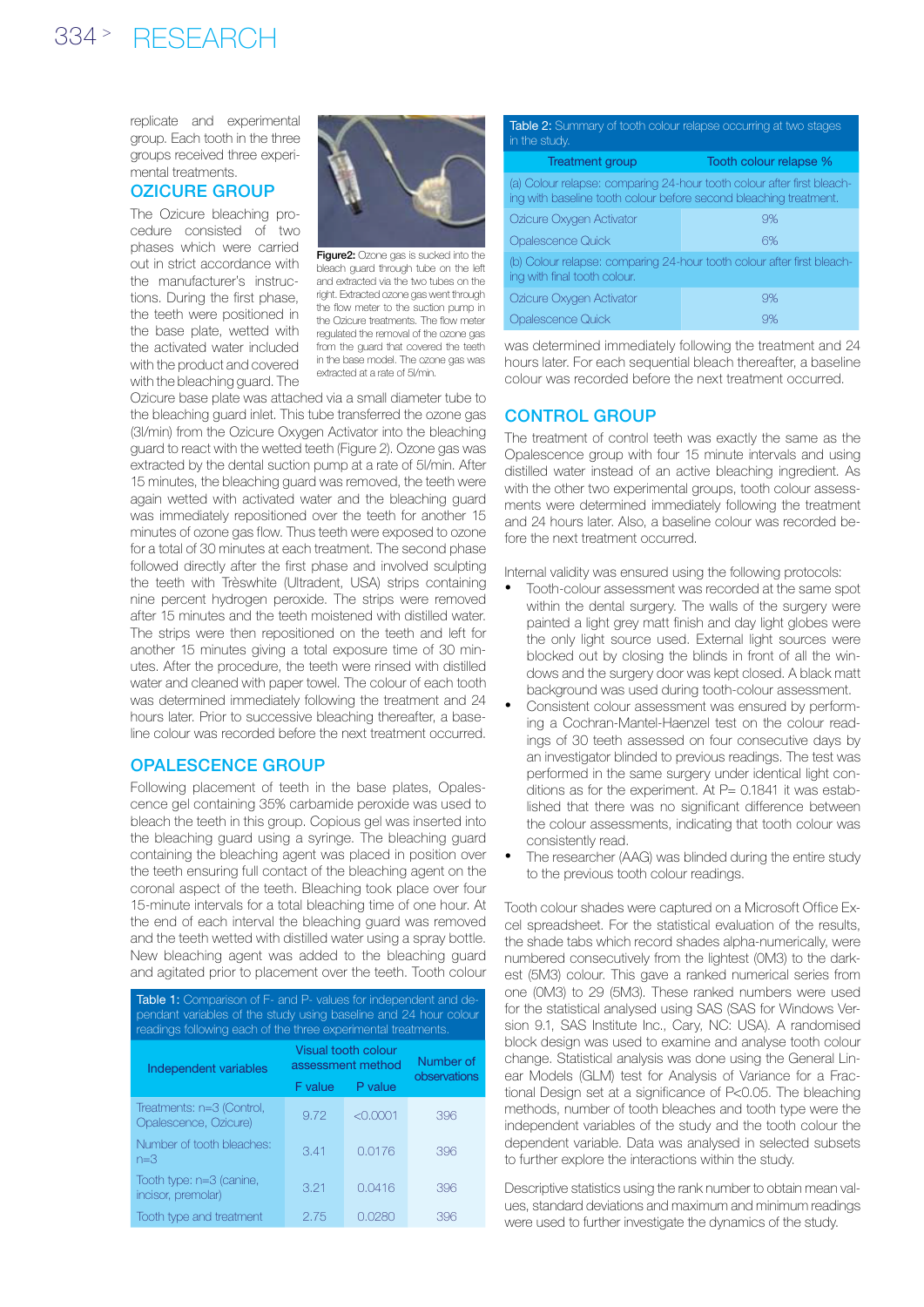replicate and experimental group. Each tooth in the three groups received three experimental treatments.

## OZICURE GROUP

The Ozicure bleaching procedure consisted of two phases which were carried out in strict accordance with the manufacturer's instructions. During the first phase, the teeth were positioned in the base plate, wetted with the activated water included with the product and covered with the bleaching guard. The Ozicure base plate was attached via a small diameter tube to the bleaching guard inlet. This tube transferred the ozone gas (3l/min) from the Ozicure Oxygen Activator into the bleaching guard to react with the wetted teeth (Figure 2). Ozone gas was extracted by the dental suction pump at a rate of 5l/min. After 15 minutes, the bleaching guard was removed, the teeth were again wetted with activated water and the bleaching guard was immediately repositioned over the teeth for another 15 minutes of ozone gas flow. Thus teeth were exposed to ozone for a total of 30 minutes at each treatment. The second phase followed directly after the first phase and involved sculpting the teeth with Trèswhite (Ultradent, USA) strips containing nine percent hydrogen peroxide. The strips were removed after 15 minutes and the teeth moistened with distilled water. The strips were then repositioned on the teeth and left for another 15 minutes giving a total exposure time of 30 minutes. After the procedure, the teeth were rinsed with distilled water and cleaned with paper towel. The colour of each tooth was determined immediately following the treatment and 24 hours later. Prior to successive bleaching thereafter, a baseline colour was recorded before the next treatment occurred.

**Figure2:** Ozone gas is sucked into the bleach guard through tube on the left and extracted via the two tubes on the right. Extracted ozone gas went through the flow meter to the suction pump in the Ozicure treatments. The flow meter regulated the removal of the ozone gas from the guard that covered the teeth in the base model. The ozone gas was extracted at a rate of 5l/min.

## OPALESCENCE GROUP

Following placement of teeth in the base plates, Opalescence gel containing 35% carbamide peroxide was used to bleach the teeth in this group. Copious gel was inserted into the bleaching guard using a syringe. The bleaching guard containing the bleaching agent was placed in position over the teeth ensuring full contact of the bleaching agent on the coronal aspect of the teeth. Bleaching took place over four 15-minute intervals for a total bleaching time of one hour. At the end of each interval the bleaching guard was removed and the teeth wetted with distilled water using a spray bottle. New bleaching agent was added to the bleaching guard and agitated prior to placement over the teeth. Tooth colour was determined immediately following the treatment and 24 hours later. For each sequential bleach thereafter, a baseline colour was recorded before the next treatment occurred.

**Table 1:** Comparison of F- and P- values for independent and dependant variables of the study using baseline and 24 hour colour readings following each of the three experimental treatments.

| Independent variables | Visual tooth colour assessment method | | Number of observations |
|---|---|---|---|
| | F value | P value | |
| Treatments: n=3 (Control, Opalescence, Ozicure) | 9.72 | <0.0001 | 396 |
| Number of tooth bleaches: n=3 | 3.41 | 0.0176 | 396 |
| Tooth type: n=3 (canine, incisor, premolar) | 3.21 | 0.0416 | 396 |
| Tooth type and treatment | 2.75 | 0.0280 | 396 |

**Table 2:** Summary of tooth colour relapse occurring at two stages in the study.

| Treatment group | Tooth colour relapse % |
|---|---|
| (a) Colour relapse: comparing 24-hour tooth colour after first bleaching with baseline tooth colour before second bleaching treatment. | |
| Ozicure Oxygen Activator | 9% |
| Opalescence Quick | 6% |
| (b) Colour relapse: comparing 24-hour tooth colour after first bleaching with final tooth colour. | |
| Ozicure Oxygen Activator | 9% |
| Opalescence Quick | 9% |

## CONTROL GROUP

The treatment of control teeth was exactly the same as the Opalescence group with four 15 minute intervals and using distilled water instead of an active bleaching ingredient. As with the other two experimental groups, tooth colour assessments were determined immediately following the treatment and 24 hours later. Also, a baseline colour was recorded before the next treatment occurred.

Internal validity was ensured using the following protocols:

- Tooth-colour assessment was recorded at the same spot within the dental surgery. The walls of the surgery were painted a light grey matt finish and day light globes were the only light source used. External light sources were blocked out by closing the blinds in front of all the windows and the surgery door was kept closed. A black matt background was used during tooth-colour assessment.
- Consistent colour assessment was ensured by performing a Cochran-Mantel-Haenzel test on the colour readings of 30 teeth assessed on four consecutive days by an investigator blinded to previous readings. The test was performed in the same surgery under identical light conditions as for the experiment. At P= 0.1841 it was established that there was no significant difference between the colour assessments, indicating that tooth colour was consistently read.
- The researcher (AAG) was blinded during the entire study to the previous tooth colour readings.

Tooth colour shades were captured on a Microsoft Office Excel spreadsheet. For the statistical evaluation of the results, the shade tabs which record shades alpha-numerically, were numbered consecutively from the lightest (0M3) to the darkest (5M3) colour. This gave a ranked numerical series from one (0M3) to 29 (5M3). These ranked numbers were used for the statistical analysed using SAS (SAS for Windows Version 9.1, SAS Institute Inc., Cary, NC: USA). A randomised block design was used to examine and analyse tooth colour change. Statistical analysis was done using the General Linear Models (GLM) test for Analysis of Variance for a Fractional Design set at a significance of P<0.05. The bleaching methods, number of tooth bleaches and tooth type were the independent variables of the study and the tooth colour the dependent variable. Data was analysed in selected subsets to further explore the interactions within the study.

Descriptive statistics using the rank number to obtain mean values, standard deviations and maximum and minimum readings were used to further investigate the dynamics of the study.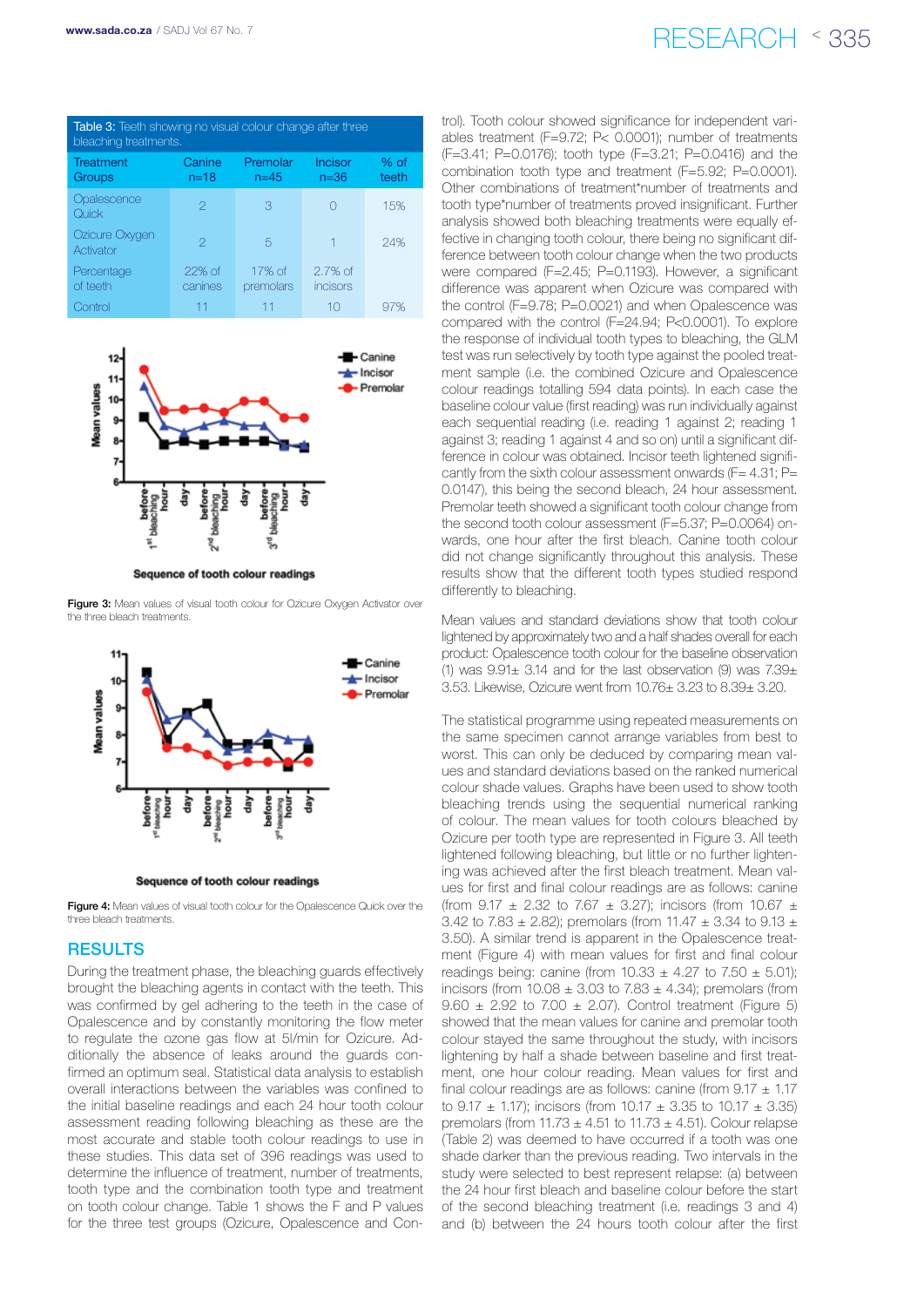**Table 3:** Teeth showing no visual colour change after three bleaching treatments.

| Treatment Groups | Canine n=18 | Premolar n=45 | Incisor n=36 | % of teeth |
|---|---|---|---|---|
| Opalescence Quick | 2 | 3 | 0 | 15% |
| Ozicure Oxygen Activator | 2 | 5 | 1 | 24% |
| Percentage of teeth | 22% of canines | 17% of premolars | 2.7% of incisors | |
| Control | 11 | 11 | 10 | 97% |

**Figure 3:** Mean values of visual tooth colour for Ozicure Oxygen Activator over the three bleach treatments.

**Figure 4:** Mean values of visual tooth colour for the Opalescence Quick over the three bleach treatments.

## RESULTS

During the treatment phase, the bleaching guards effectively brought the bleaching agents in contact with the teeth. This was confirmed by gel adhering to the teeth in the case of Opalescence and by constantly monitoring the flow meter to regulate the ozone gas flow at 5l/min for Ozicure. Additionally the absence of leaks around the guards confirmed an optimum seal. Statistical data analysis to establish overall interactions between the variables was confined to the initial baseline readings and each 24 hour tooth colour assessment reading following bleaching as these are the most accurate and stable tooth colour readings to use in these studies. This data set of 396 readings was used to determine the influence of treatment, number of treatments, tooth type and the combination tooth type and treatment on tooth colour change. Table 1 shows the F and P values for the three test groups (Ozicure, Opalescence and Control). Tooth colour showed significance for independent variables treatment (F=9.72; P< 0.0001); number of treatments (F=3.41; P=0.0176); tooth type (F=3.21; P=0.0416) and the combination tooth type and treatment (F=5.92; P=0.0001). Other combinations of treatment*number of treatments and tooth type*number of treatments proved insignificant. Further analysis showed both bleaching treatments were equally effective in changing tooth colour, there being no significant difference between tooth colour change when the two products were compared (F=2.45; P=0.1193). However, a significant difference was apparent when Ozicure was compared with the control (F=9.78; P=0.0021) and when Opalescence was compared with the control (F=24.94; P<0.0001). To explore the response of individual tooth types to bleaching, the GLM test was run selectively by tooth type against the pooled treatment sample (i.e. the combined Ozicure and Opalescence colour readings totalling 594 data points). In each case the baseline colour value (first reading) was run individually against each sequential reading (i.e. reading 1 against 2; reading 1 against 3; reading 1 against 4 and so on) until a significant difference in colour was obtained. Incisor teeth lightened significantly from the sixth colour assessment onwards (F= 4.31; P= 0.0147), this being the second bleach, 24 hour assessment. Premolar teeth showed a significant tooth colour change from the second tooth colour assessment (F=5.37; P=0.0064) onwards, one hour after the first bleach. Canine tooth colour did not change significantly throughout this analysis. These results show that the different tooth types studied respond differently to bleaching.

Mean values and standard deviations show that tooth colour lightened by approximately two and a half shades overall for each product: Opalescence tooth colour for the baseline observation (1) was 9.91± 3.14 and for the last observation (9) was 7.39± 3.53. Likewise, Ozicure went from 10.76± 3.23 to 8.39± 3.20.

The statistical programme using repeated measurements on the same specimen cannot arrange variables from best to worst. This can only be deduced by comparing mean values and standard deviations based on the ranked numerical colour shade values. Graphs have been used to show tooth bleaching trends using the sequential numerical ranking of colour. The mean values for tooth colours bleached by Ozicure per tooth type are represented in Figure 3. All teeth lightened following bleaching, but little or no further lightening was achieved after the first bleach treatment. Mean values for first and final colour readings are as follows: canine (from 9.17 ± 2.32 to 7.67 ± 3.27); incisors (from 10.67 ± 3.42 to 7.83 ± 2.82); premolars (from 11.47 ± 3.34 to 9.13 ± 3.50). A similar trend is apparent in the Opalescence treatment (Figure 4) with mean values for first and final colour readings being: canine (from 10.33 ± 4.27 to 7.50 ± 5.01); incisors (from 10.08 ± 3.03 to 7.83 ± 4.34); premolars (from 9.60 ± 2.92 to 7.00 ± 2.07). Control treatment (Figure 5) showed that the mean values for canine and premolar tooth colour stayed the same throughout the study, with incisors lightening by half a shade between baseline and first treatment, one hour colour reading. Mean values for first and final colour readings are as follows: canine (from 9.17 ± 1.17 to 9.17 ± 1.17); incisors (from 10.17 ± 3.35 to 10.17 ± 3.35) premolars (from 11.73 ± 4.51 to 11.73 ± 4.51). Colour relapse (Table 2) was deemed to have occurred if a tooth was one shade darker than the previous reading. Two intervals in the study were selected to best represent relapse: (a) between the 24 hour first bleach and baseline colour before the start of the second bleaching treatment (i.e. readings 3 and 4) and (b) between the 24 hours tooth colour after the first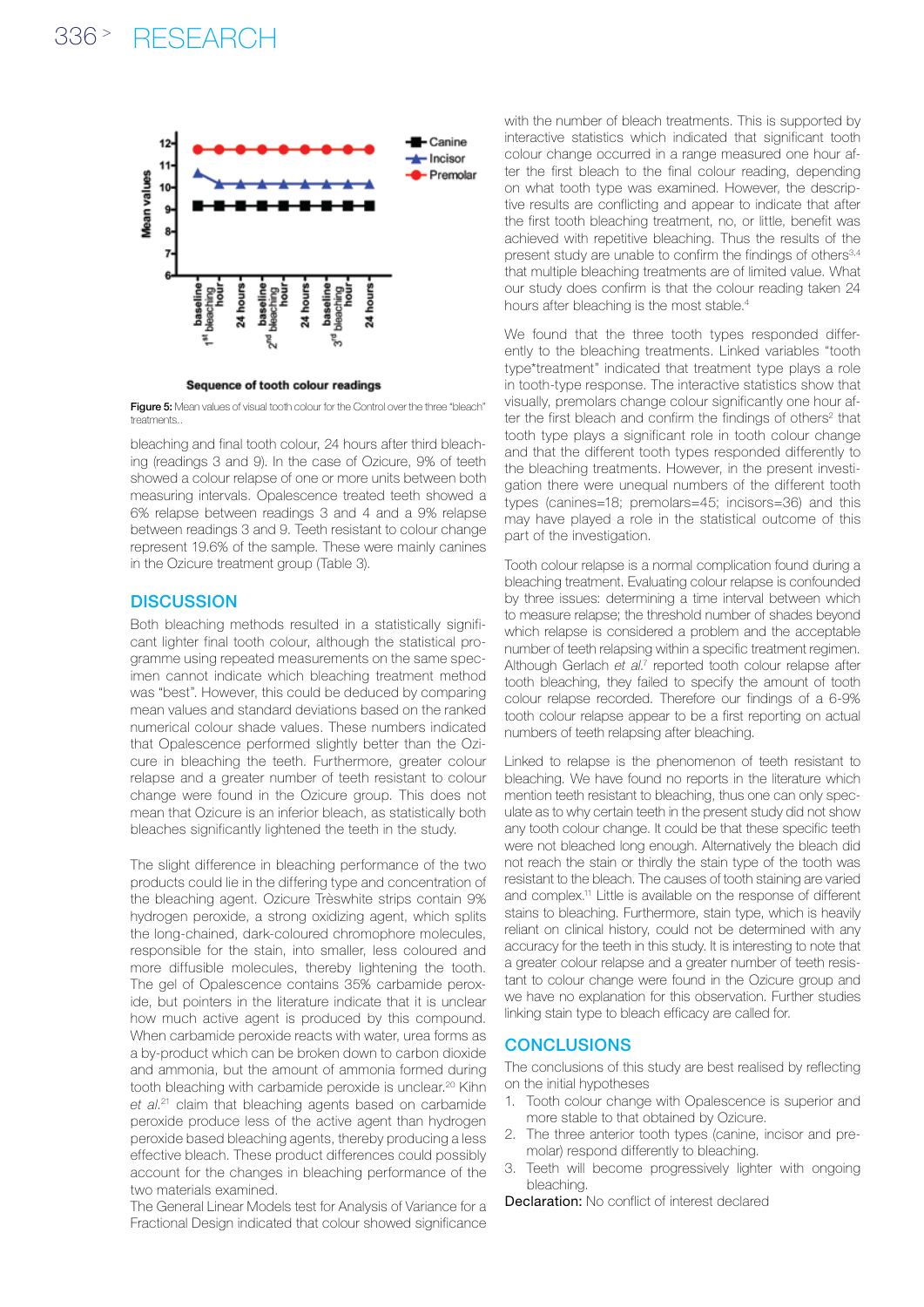Figure 5: Mean values of visual tooth colour for the Control over the three "bleach" treatments..

bleaching and final tooth colour, 24 hours after third bleaching (readings 3 and 9). In the case of Ozicure, 9% of teeth showed a colour relapse of one or more units between both measuring intervals. Opalescence treated teeth showed a 6% relapse between readings 3 and 4 and a 9% relapse between readings 3 and 9. Teeth resistant to colour change represent 19.6% of the sample. These were mainly canines in the Ozicure treatment group (Table 3).

## DISCUSSION

Both bleaching methods resulted in a statistically significant lighter final tooth colour, although the statistical programme using repeated measurements on the same specimen cannot indicate which bleaching treatment method was "best". However, this could be deduced by comparing mean values and standard deviations based on the ranked numerical colour shade values. These numbers indicated that Opalescence performed slightly better than the Ozicure in bleaching the teeth. Furthermore, greater colour relapse and a greater number of teeth resistant to colour change were found in the Ozicure group. This does not mean that Ozicure is an inferior bleach, as statistically both bleaches significantly lightened the teeth in the study.

The slight difference in bleaching performance of the two products could lie in the differing type and concentration of the bleaching agent. Ozicure Trèswhite strips contain 9% hydrogen peroxide, a strong oxidizing agent, which splits the long-chained, dark-coloured chromophore molecules, responsible for the stain, into smaller, less coloured and more diffusible molecules, thereby lightening the tooth. The gel of Opalescence contains 35% carbamide peroxide, but pointers in the literature indicate that it is unclear how much active agent is produced by this compound. When carbamide peroxide reacts with water, urea forms as a by-product which can be broken down to carbon dioxide and ammonia, but the amount of ammonia formed during tooth bleaching with carbamide peroxide is unclear.[20] Kihn *et al.*[21] claim that bleaching agents based on carbamide peroxide produce less of the active agent than hydrogen peroxide based bleaching agents, thereby producing a less effective bleach. These product differences could possibly account for the changes in bleaching performance of the two materials examined.

The General Linear Models test for Analysis of Variance for a Fractional Design indicated that colour showed significance with the number of bleach treatments. This is supported by interactive statistics which indicated that significant tooth colour change occurred in a range measured one hour after the first bleach to the final colour reading, depending on what tooth type was examined. However, the descriptive results are conflicting and appear to indicate that after the first tooth bleaching treatment, no, or little, benefit was achieved with repetitive bleaching. Thus the results of the present study are unable to confirm the findings of others[3,4] that multiple bleaching treatments are of limited value. What our study does confirm is that the colour reading taken 24 hours after bleaching is the most stable.[4]

We found that the three tooth types responded differently to the bleaching treatments. Linked variables "tooth type*treatment" indicated that treatment type plays a role in tooth-type response. The interactive statistics show that visually, premolars change colour significantly one hour after the first bleach and confirm the findings of others[2] that tooth type plays a significant role in tooth colour change and that the different tooth types responded differently to the bleaching treatments. However, in the present investigation there were unequal numbers of the different tooth types (canines=18; premolars=45; incisors=36) and this may have played a role in the statistical outcome of this part of the investigation.

Tooth colour relapse is a normal complication found during a bleaching treatment. Evaluating colour relapse is confounded by three issues: determining a time interval between which to measure relapse; the threshold number of shades beyond which relapse is considered a problem and the acceptable number of teeth relapsing within a specific treatment regimen. Although Gerlach *et al.*[7] reported tooth colour relapse after tooth bleaching, they failed to specify the amount of tooth colour relapse recorded. Therefore our findings of a 6-9% tooth colour relapse appear to be a first reporting on actual numbers of teeth relapsing after bleaching.

Linked to relapse is the phenomenon of teeth resistant to bleaching. We have found no reports in the literature which mention teeth resistant to bleaching, thus one can only speculate as to why certain teeth in the present study did not show any tooth colour change. It could be that these specific teeth were not bleached long enough. Alternatively the bleach did not reach the stain or thirdly the stain type of the tooth was resistant to the bleach. The causes of tooth staining are varied and complex.[11] Little is available on the response of different stains to bleaching. Furthermore, stain type, which is heavily reliant on clinical history, could not be determined with any accuracy for the teeth in this study. It is interesting to note that a greater colour relapse and a greater number of teeth resistant to colour change were found in the Ozicure group and we have no explanation for this observation. Further studies linking stain type to bleach efficacy are called for.

## CONCLUSIONS

The conclusions of this study are best realised by reflecting on the initial hypotheses

1. Tooth colour change with Opalescence is superior and more stable to that obtained by Ozicure.
2. The three anterior tooth types (canine, incisor and premolar) respond differently to bleaching.
3. Teeth will become progressively lighter with ongoing bleaching.

**Declaration:** No conflict of interest declared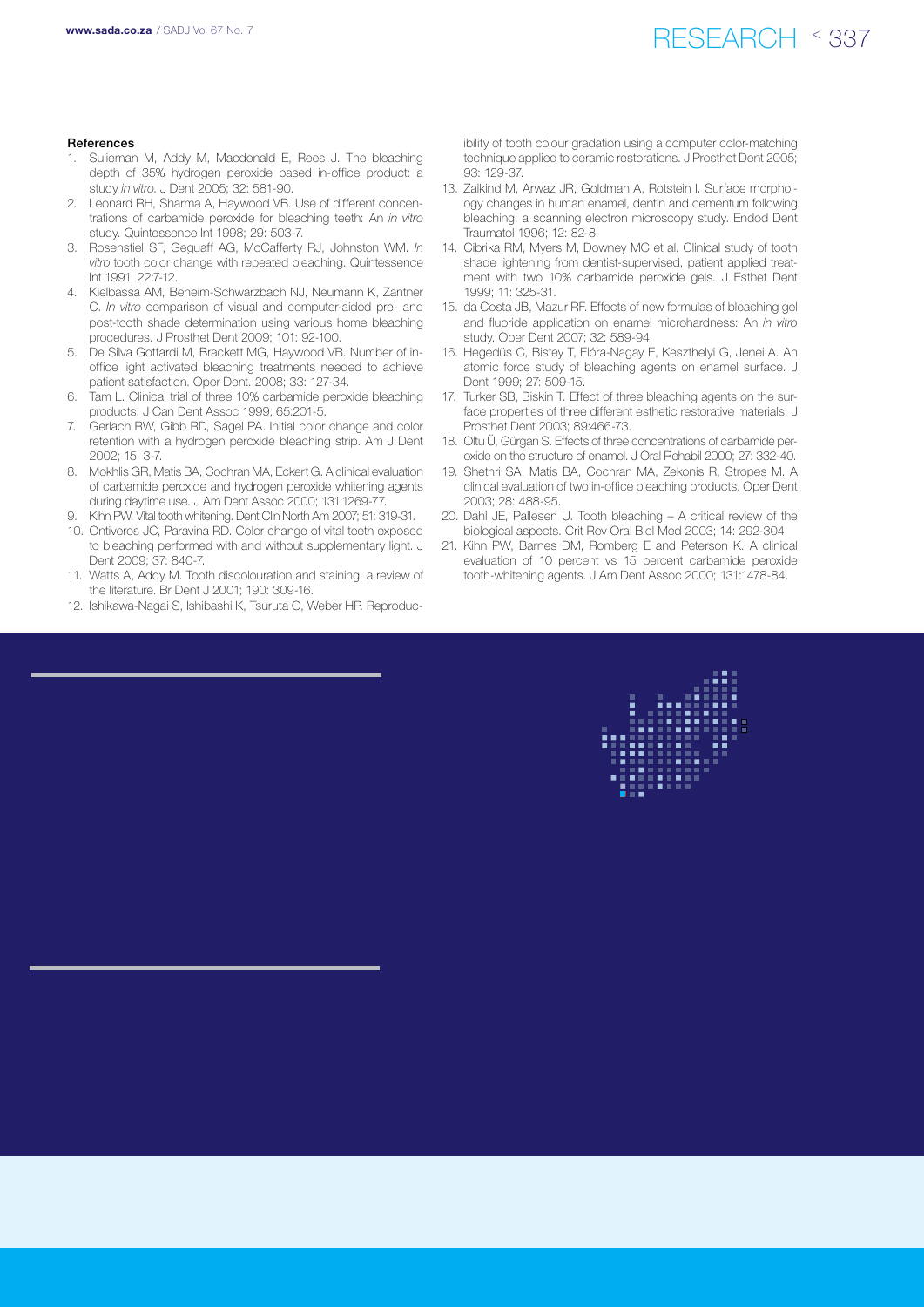### References

1. Sulieman M, Addy M, Macdonald E, Rees J. The bleaching depth of 35% hydrogen peroxide based in-office product: a study *in vitro*. J Dent 2005; 32: 581-90.
2. Leonard RH, Sharma A, Haywood VB. Use of different concentrations of carbamide peroxide for bleaching teeth: An *in vitro* study. Quintessence Int 1998; 29: 503-7.
3. Rosenstiel SF, Geguaff AG, McCafferty RJ, Johnston WM. *In vitro* tooth color change with repeated bleaching. Quintessence Int 1991; 22:7-12.
4. Kielbassa AM, Beheim-Schwarzbach NJ, Neumann K, Zantner C. *In vitro* comparison of visual and computer-aided pre- and post-tooth shade determination using various home bleaching procedures. J Prosthet Dent 2009; 101: 92-100.
5. De Silva Gottardi M, Brackett MG, Haywood VB. Number of in-office light activated bleaching treatments needed to achieve patient satisfaction. Oper Dent. 2008; 33: 127-34.
6. Tam L. Clinical trial of three 10% carbamide peroxide bleaching products. J Can Dent Assoc 1999; 65:201-5.
7. Gerlach RW, Gibb RD, Sagel PA. Initial color change and color retention with a hydrogen peroxide bleaching strip. Am J Dent 2002; 15: 3-7.
8. Mokhlis GR, Matis BA, Cochran MA, Eckert G. A clinical evaluation of carbamide peroxide and hydrogen peroxide whitening agents during daytime use. J Am Dent Assoc 2000; 131:1269-77.
9. Kihn PW. Vital tooth whitening. Dent Clin North Am 2007; 51: 319-31.
10. Ontiveros JC, Paravina RD. Color change of vital teeth exposed to bleaching performed with and without supplementary light. J Dent 2009; 37: 840-7.
11. Watts A, Addy M. Tooth discolouration and staining: a review of the literature. Br Dent J 2001; 190: 309-16.
12. Ishikawa-Nagai S, Ishibashi K, Tsuruta O, Weber HP. Reproducibility of tooth colour gradation using a computer color-matching technique applied to ceramic restorations. J Prosthet Dent 2005; 93: 129-37.
13. Zalkind M, Arwaz JR, Goldman A, Rotstein I. Surface morphology changes in human enamel, dentin and cementum following bleaching: a scanning electron microscopy study. Endod Dent Traumatol 1996; 12: 82-8.
14. Cibrika RM, Myers M, Downey MC et al. Clinical study of tooth shade lightening from dentist-supervised, patient applied treatment with two 10% carbamide peroxide gels. J Esthet Dent 1999; 11: 325-31.
15. da Costa JB, Mazur RF. Effects of new formulas of bleaching gel and fluoride application on enamel microhardness: An *in vitro* study. Oper Dent 2007; 32: 589-94.
16. Hegedüs C, Bistey T, Flóra-Nagay E, Keszthelyi G, Jenei A. An atomic force study of bleaching agents on enamel surface. J Dent 1999; 27: 509-15.
17. Turker SB, Biskin T. Effect of three bleaching agents on the surface properties of three different esthetic restorative materials. J Prosthet Dent 2003; 89:466-73.
18. Oltu Ü, Gürgan S. Effects of three concentrations of carbamide peroxide on the structure of enamel. J Oral Rehabil 2000; 27: 332-40.
19. Shethri SA, Matis BA, Cochran MA, Zekonis R, Stropes M. A clinical evaluation of two in-office bleaching products. Oper Dent 2003; 28: 488-95.
20. Dahl JE, Pallesen U. Tooth bleaching – A critical review of the biological aspects. Crit Rev Oral Biol Med 2003; 14: 292-304.
21. Kihn PW, Barnes DM, Romberg E and Peterson K. A clinical evaluation of 10 percent vs 15 percent carbamide peroxide tooth-whitening agents. J Am Dent Assoc 2000; 131:1478-84.